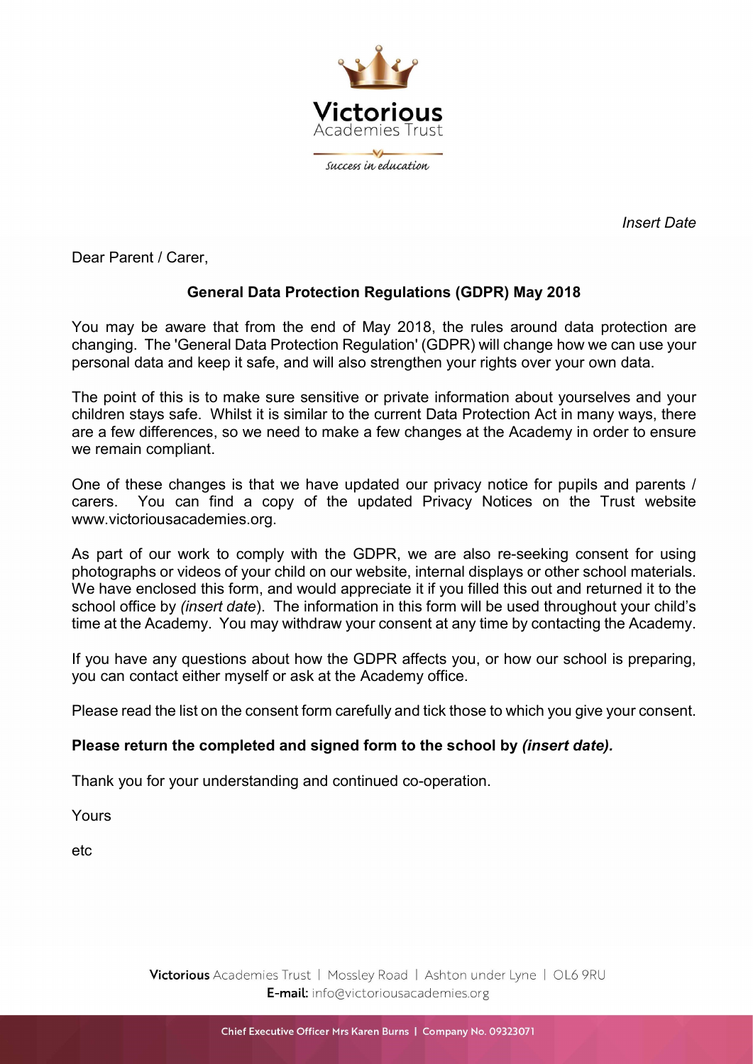Victorious
Academies Trust

*Success in education*

*Insert Date*

Dear Parent / Carer,

**General Data Protection Regulations (GDPR) May 2018**

You may be aware that from the end of May 2018, the rules around data protection are changing. The 'General Data Protection Regulation' (GDPR) will change how we can use your personal data and keep it safe, and will also strengthen your rights over your own data.

The point of this is to make sure sensitive or private information about yourselves and your children stays safe. Whilst it is similar to the current Data Protection Act in many ways, there are a few differences, so we need to make a few changes at the Academy in order to ensure we remain compliant.

One of these changes is that we have updated our privacy notice for pupils and parents / carers. You can find a copy of the updated Privacy Notices on the Trust website www.victoriousacademies.org.

As part of our work to comply with the GDPR, we are also re-seeking consent for using photographs or videos of your child on our website, internal displays or other school materials. We have enclosed this form, and would appreciate it if you filled this out and returned it to the school office by *(insert date)*. The information in this form will be used throughout your child's time at the Academy. You may withdraw your consent at any time by contacting the Academy.

If you have any questions about how the GDPR affects you, or how our school is preparing, you can contact either myself or ask at the Academy office.

Please read the list on the consent form carefully and tick those to which you give your consent.

**Please return the completed and signed form to the school by *(insert date).***

Thank you for your understanding and continued co-operation.

Yours

etc

**Victorious** Academies Trust | Mossley Road | Ashton under Lyne | OL6 9RU
**E-mail:** info@victoriousacademies.org

Chief Executive Officer Mrs Karen Burns | Company No. 09323071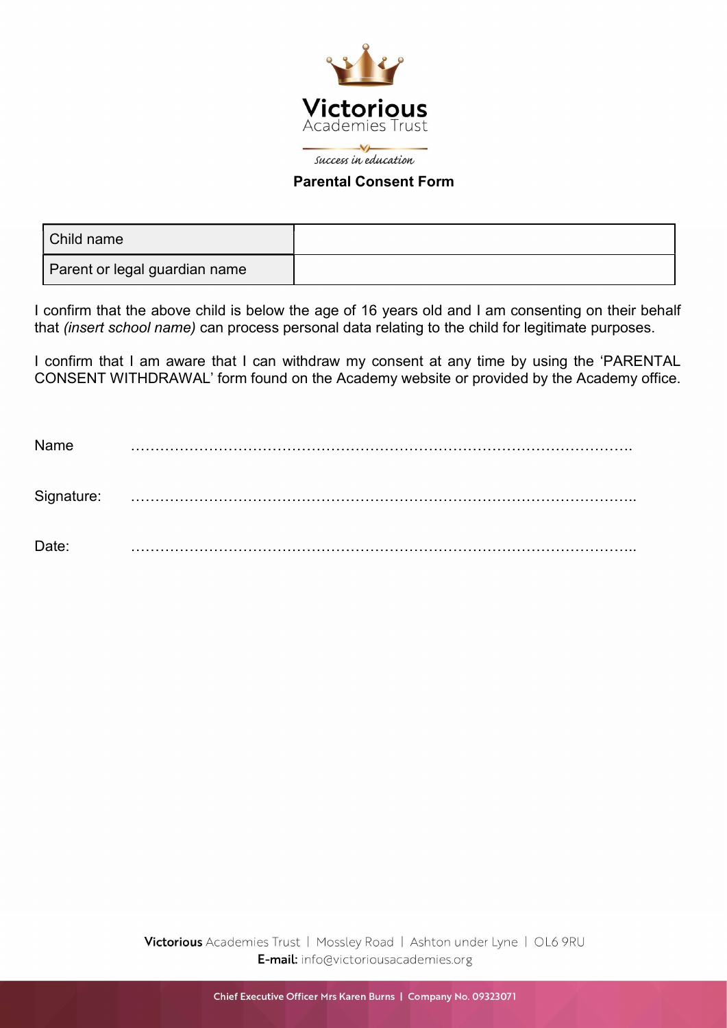Victorious
Academies Trust

*Success in education*

# Parental Consent Form

| | |
|---|---|
| Child name | |
| Parent or legal guardian name | |

I confirm that the above child is below the age of 16 years old and I am consenting on their behalf that *(insert school name)* can process personal data relating to the child for legitimate purposes.

I confirm that I am aware that I can withdraw my consent at any time by using the 'PARENTAL CONSENT WITHDRAWAL' form found on the Academy website or provided by the Academy office.

Name ………………………………………………………………………………………….

Signature: …………………………………………………………………………………………..

Date: …………………………………………………………………………………………..

**Victorious** Academies Trust | Mossley Road | Ashton under Lyne | OL6 9RU
**E-mail:** info@victoriousacademies.org

Chief Executive Officer Mrs Karen Burns | Company No. 09323071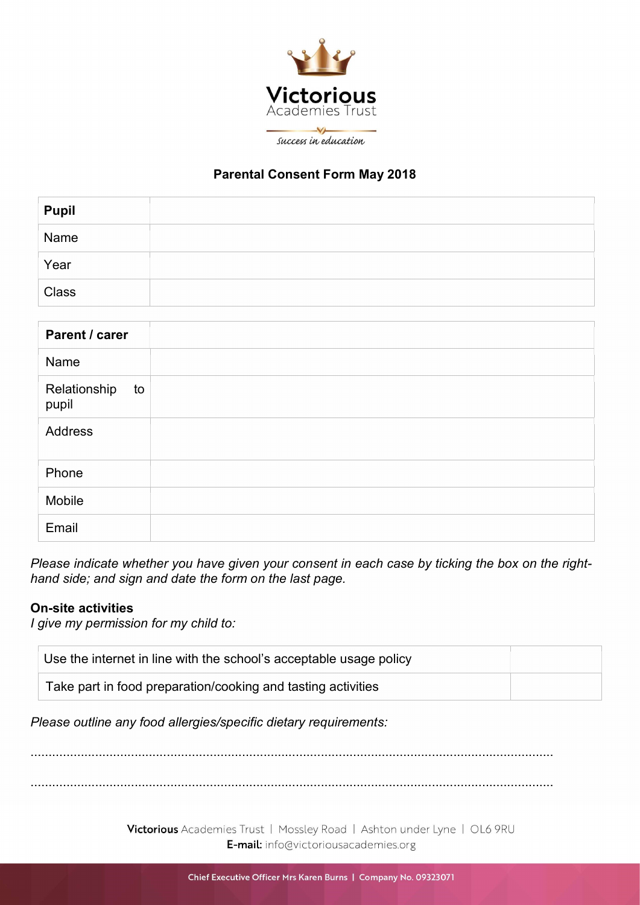**Victorious** Academies Trust

*Success in education*

## Parental Consent Form May 2018

| **Pupil** | |
|---|---|
| Name | |
| Year | |
| Class | |

| **Parent / carer** | |
|---|---|
| Name | |
| Relationship to pupil | |
| Address | |
| Phone | |
| Mobile | |
| Email | |

*Please indicate whether you have given your consent in each case by ticking the box on the right-hand side; and sign and date the form on the last page.*

**On-site activities**

*I give my permission for my child to:*

| | |
|---|---|
| Use the internet in line with the school's acceptable usage policy | |
| Take part in food preparation/cooking and tasting activities | |

*Please outline any food allergies/specific dietary requirements:*

..........................................................................................................................................

..........................................................................................................................................

**Victorious** Academies Trust | Mossley Road | Ashton under Lyne | OL6 9RU
**E-mail:** info@victoriousacademies.org

Chief Executive Officer Mrs Karen Burns | Company No. 09323071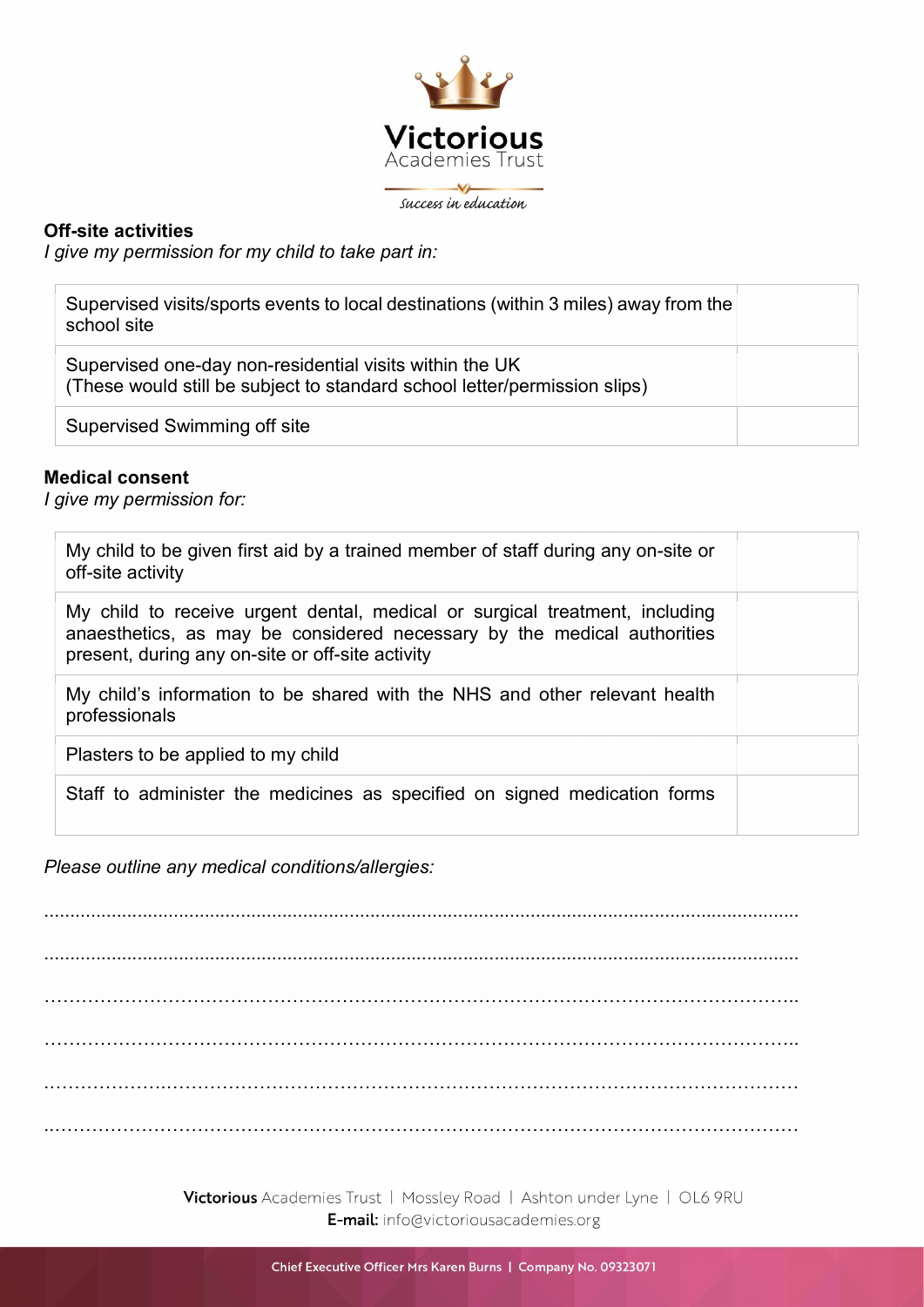Victorious Academies Trust

*Success in education*

**Off-site activities**

*I give my permission for my child to take part in:*

| | |
|---|---|
| Supervised visits/sports events to local destinations (within 3 miles) away from the school site | |
| Supervised one-day non-residential visits within the UK (These would still be subject to standard school letter/permission slips) | |
| Supervised Swimming off site | |

**Medical consent**

*I give my permission for:*

| | |
|---|---|
| My child to be given first aid by a trained member of staff during any on-site or off-site activity | |
| My child to receive urgent dental, medical or surgical treatment, including anaesthetics, as may be considered necessary by the medical authorities present, during any on-site or off-site activity | |
| My child's information to be shared with the NHS and other relevant health professionals | |
| Plasters to be applied to my child | |
| Staff to administer the medicines as specified on signed medication forms | |

*Please outline any medical conditions/allergies:*

..................................................................................................................................................

..................................................................................................................................................

..................................................................................................................................................

..................................................................................................................................................

..................................................................................................................................................

..................................................................................................................................................

**Victorious** Academies Trust | Mossley Road | Ashton under Lyne | OL6 9RU
**E-mail:** info@victoriousacademies.org

Chief Executive Officer Mrs Karen Burns | Company No. 09323071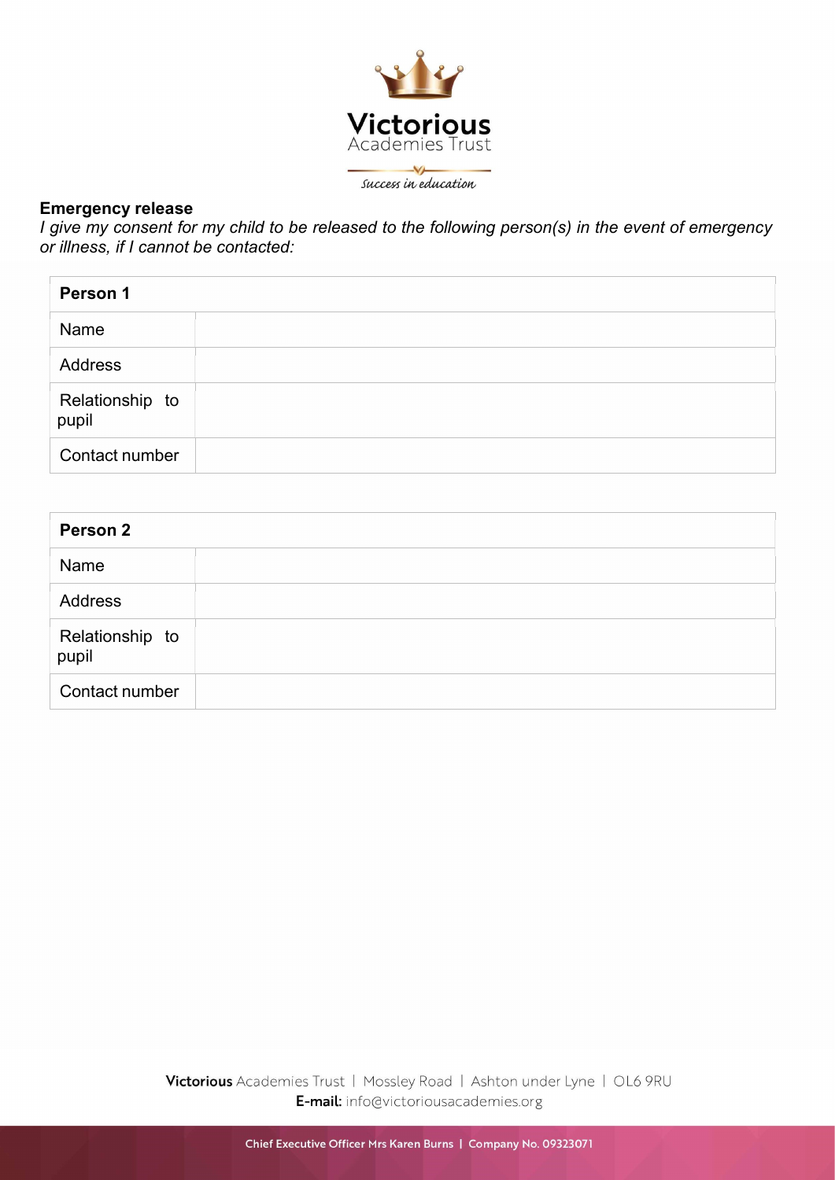**Emergency release**

*I give my consent for my child to be released to the following person(s) in the event of emergency or illness, if I cannot be contacted:*

| **Person 1** | |
|---|---|
| Name | |
| Address | |
| Relationship to pupil | |
| Contact number | |

| **Person 2** | |
|---|---|
| Name | |
| Address | |
| Relationship to pupil | |
| Contact number | |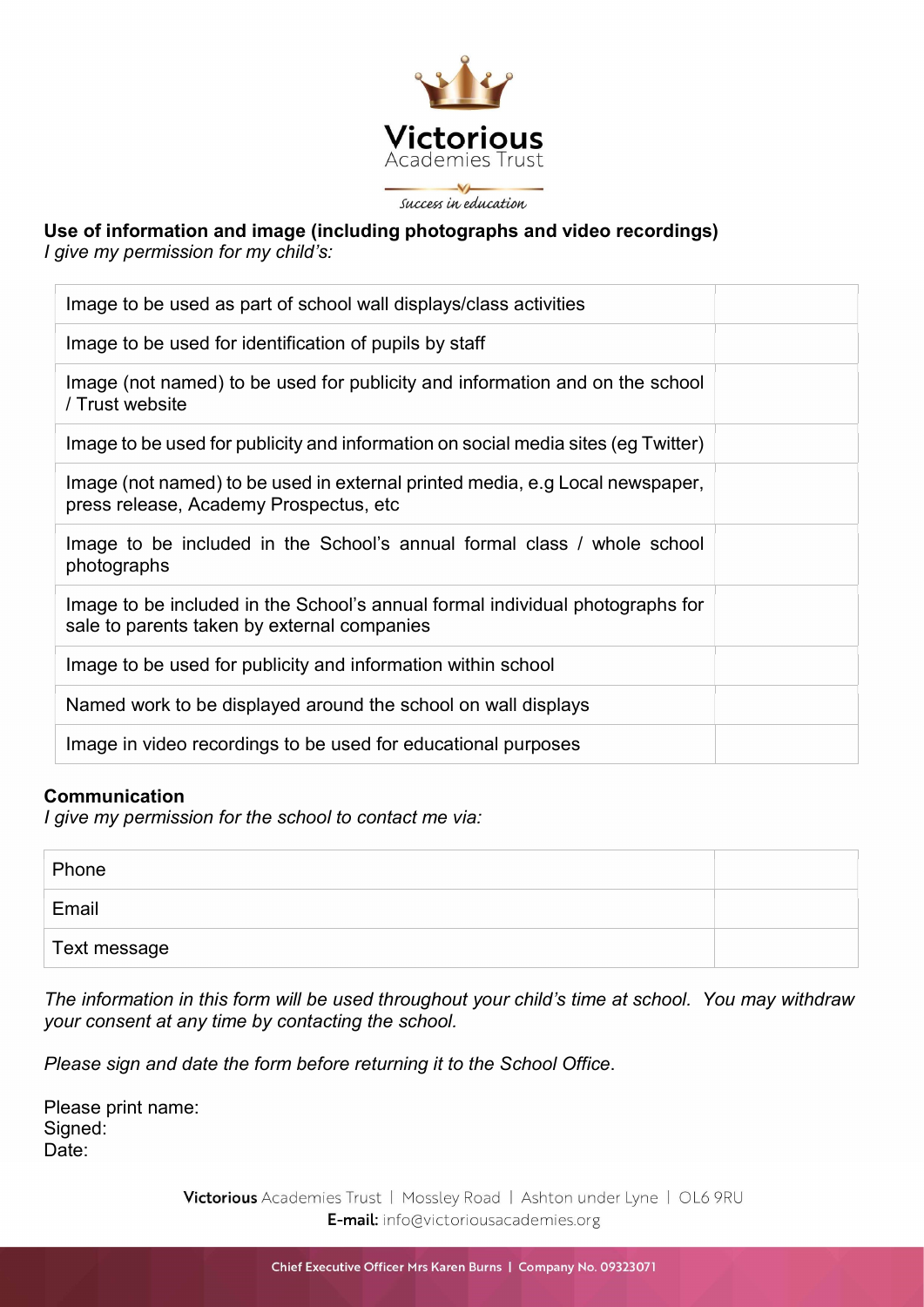### Use of information and image (including photographs and video recordings)

*I give my permission for my child's:*

| | |
|---|---|
| Image to be used as part of school wall displays/class activities | |
| Image to be used for identification of pupils by staff | |
| Image (not named) to be used for publicity and information and on the school / Trust website | |
| Image to be used for publicity and information on social media sites (eg Twitter) | |
| Image (not named) to be used in external printed media, e.g Local newspaper, press release, Academy Prospectus, etc | |
| Image to be included in the School's annual formal class / whole school photographs | |
| Image to be included in the School's annual formal individual photographs for sale to parents taken by external companies | |
| Image to be used for publicity and information within school | |
| Named work to be displayed around the school on wall displays | |
| Image in video recordings to be used for educational purposes | |

### Communication

*I give my permission for the school to contact me via:*

| | |
|---|---|
| Phone | |
| Email | |
| Text message | |

*The information in this form will be used throughout your child's time at school. You may withdraw your consent at any time by contacting the school.*

*Please sign and date the form before returning it to the School Office*.

Please print name:
Signed:
Date: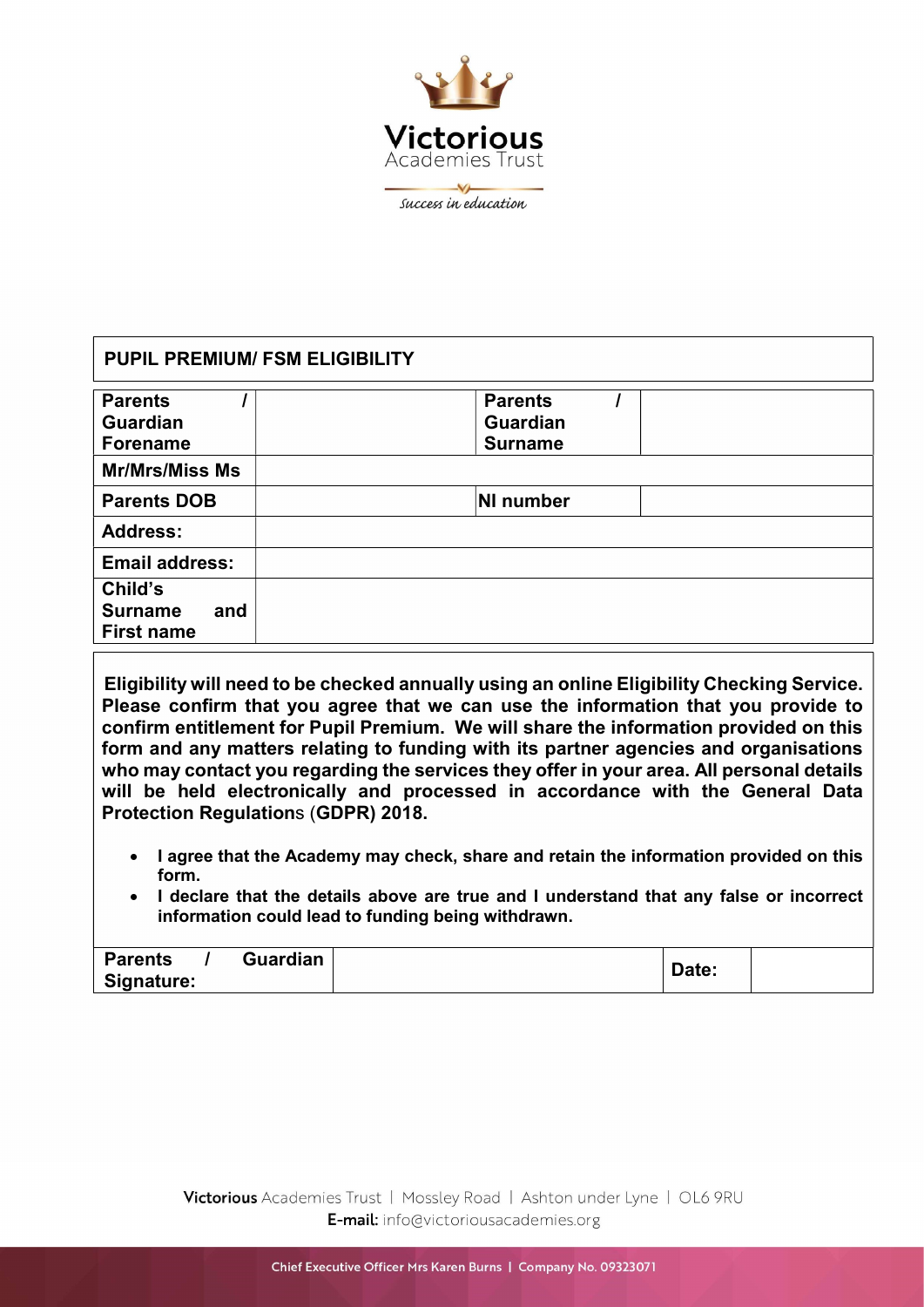Victorious Academies Trust

*Success in education*

| PUPIL PREMIUM/ FSM ELIGIBILITY | | | |
|---|---|---|---|
| **Parents / Guardian Forename** | | **Parents / Guardian Surname** | |
| **Mr/Mrs/Miss Ms** | | | |
| **Parents DOB** | | **NI number** | |
| **Address:** | | | |
| **Email address:** | | | |
| **Child's Surname and First name** | | | |

**Eligibility will need to be checked annually using an online Eligibility Checking Service. Please confirm that you agree that we can use the information that you provide to confirm entitlement for Pupil Premium. We will share the information provided on this form and any matters relating to funding with its partner agencies and organisations who may contact you regarding the services they offer in your area. All personal details will be held electronically and processed in accordance with the General Data Protection Regulations (GDPR) 2018.**

- **I agree that the Academy may check, share and retain the information provided on this form.**
- **I declare that the details above are true and I understand that any false or incorrect information could lead to funding being withdrawn.**

| | | | |
|---|---|---|---|
| **Parents / Guardian Signature:** | | **Date:** | |